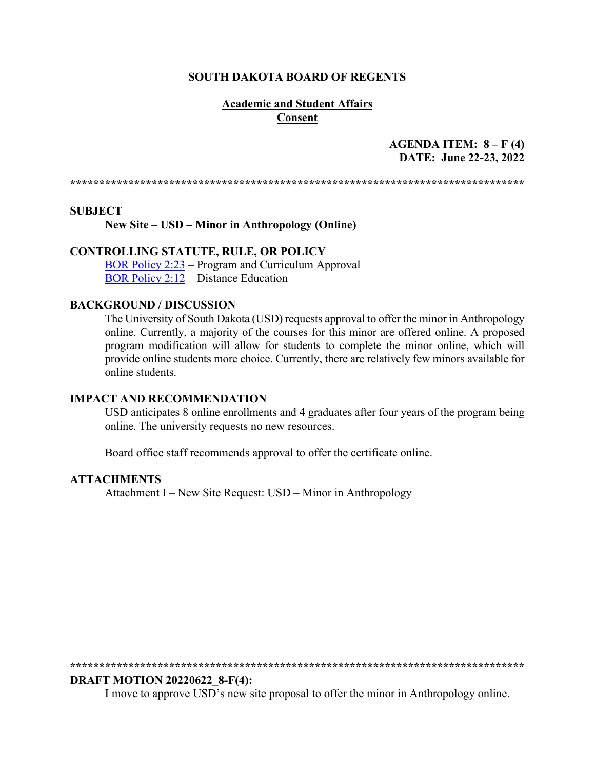**SOUTH DAKOTA BOARD OF REGENTS**

**Academic and Student Affairs**
**Consent**

**AGENDA ITEM: 8 – F (4)**
**DATE: June 22-23, 2022**

******************************************************************************

## SUBJECT

**New Site – USD – Minor in Anthropology (Online)**

## CONTROLLING STATUTE, RULE, OR POLICY

BOR Policy 2:23 – Program and Curriculum Approval
BOR Policy 2:12 – Distance Education

## BACKGROUND / DISCUSSION

The University of South Dakota (USD) requests approval to offer the minor in Anthropology online. Currently, a majority of the courses for this minor are offered online. A proposed program modification will allow for students to complete the minor online, which will provide online students more choice. Currently, there are relatively few minors available for online students.

## IMPACT AND RECOMMENDATION

USD anticipates 8 online enrollments and 4 graduates after four years of the program being online. The university requests no new resources.

Board office staff recommends approval to offer the certificate online.

## ATTACHMENTS

Attachment I – New Site Request: USD – Minor in Anthropology

******************************************************************************

**DRAFT MOTION 20220622_8-F(4):**

I move to approve USD's new site proposal to offer the minor in Anthropology online.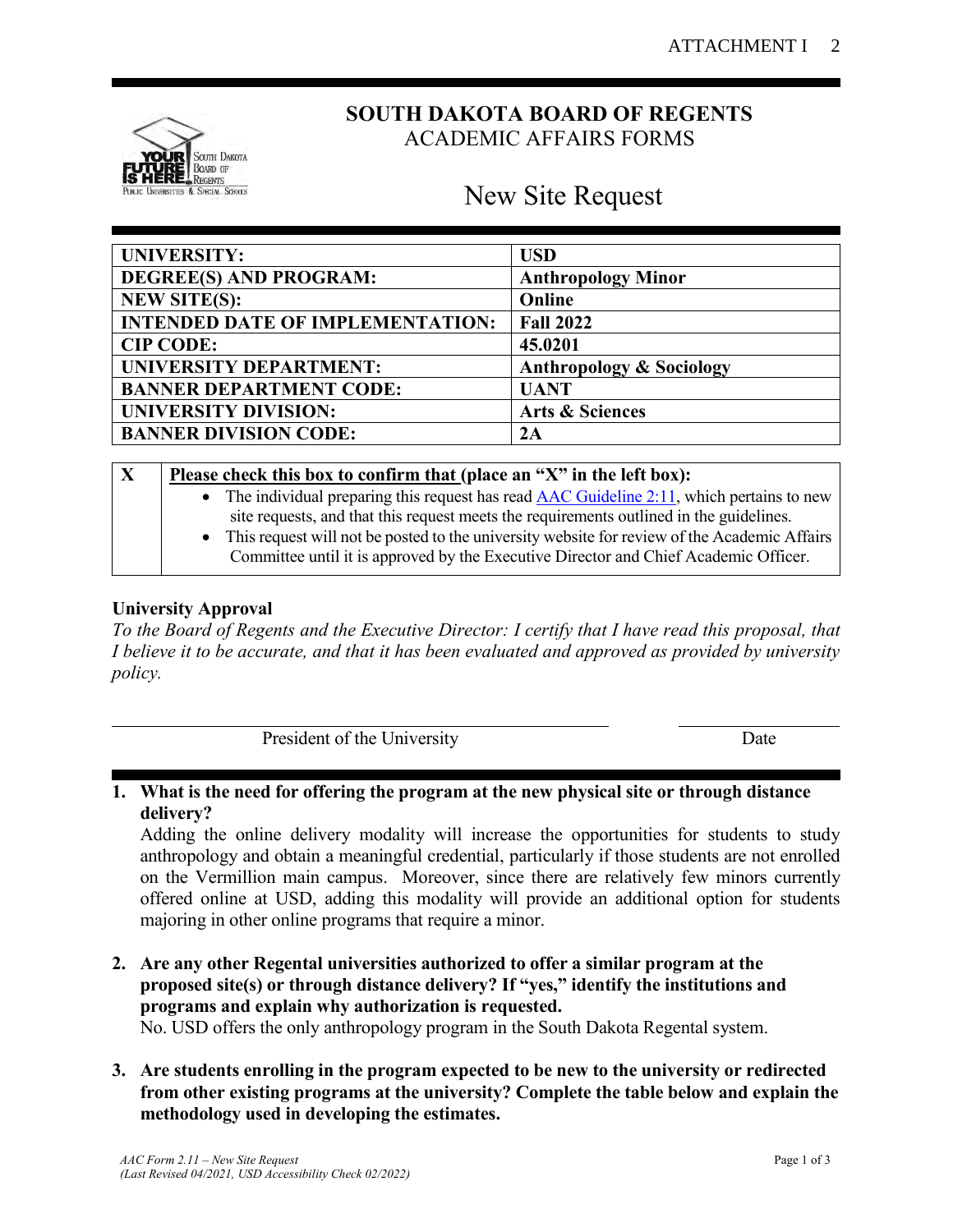# SOUTH DAKOTA BOARD OF REGENTS
ACADEMIC AFFAIRS FORMS

## New Site Request

| UNIVERSITY: | USD |
|---|---|
| DEGREE(S) AND PROGRAM: | Anthropology Minor |
| NEW SITE(S): | Online |
| INTENDED DATE OF IMPLEMENTATION: | Fall 2022 |
| CIP CODE: | 45.0201 |
| UNIVERSITY DEPARTMENT: | Anthropology & Sociology |
| BANNER DEPARTMENT CODE: | UANT |
| UNIVERSITY DIVISION: | Arts & Sciences |
| BANNER DIVISION CODE: | 2A |

| X | **Please check this box to confirm that (place an "X" in the left box):** |
|---|---|
| | • The individual preparing this request has read AAC Guideline 2:11, which pertains to new site requests, and that this request meets the requirements outlined in the guidelines. • This request will not be posted to the university website for review of the Academic Affairs Committee until it is approved by the Executive Director and Chief Academic Officer. |

**University Approval**

*To the Board of Regents and the Executive Director: I certify that I have read this proposal, that I believe it to be accurate, and that it has been evaluated and approved as provided by university policy.*

President of the University ____________________ Date ____________

1. **What is the need for offering the program at the new physical site or through distance delivery?**
   Adding the online delivery modality will increase the opportunities for students to study anthropology and obtain a meaningful credential, particularly if those students are not enrolled on the Vermillion main campus. Moreover, since there are relatively few minors currently offered online at USD, adding this modality will provide an additional option for students majoring in other online programs that require a minor.

2. **Are any other Regental universities authorized to offer a similar program at the proposed site(s) or through distance delivery? If "yes," identify the institutions and programs and explain why authorization is requested.**
   No. USD offers the only anthropology program in the South Dakota Regental system.

3. **Are students enrolling in the program expected to be new to the university or redirected from other existing programs at the university? Complete the table below and explain the methodology used in developing the estimates.**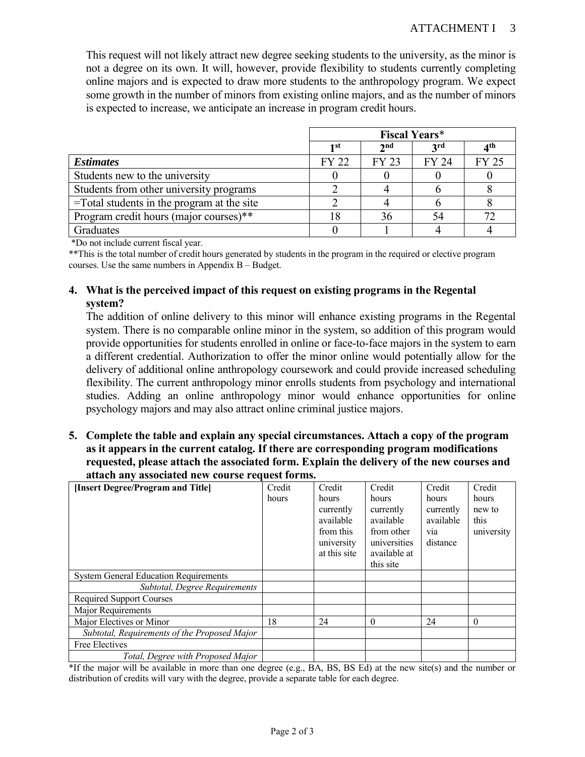This request will not likely attract new degree seeking students to the university, as the minor is not a degree on its own. It will, however, provide flexibility to students currently completing online majors and is expected to draw more students to the anthropology program. We expect some growth in the number of minors from existing online majors, and as the number of minors is expected to increase, we anticipate an increase in program credit hours.

| | Fiscal Years* | | | |
|---|---|---|---|---|
| | 1st | 2nd | 3rd | 4th |
| ***Estimates*** | FY 22 | FY 23 | FY 24 | FY 25 |
| Students new to the university | 0 | 0 | 0 | 0 |
| Students from other university programs | 2 | 4 | 6 | 8 |
| =Total students in the program at the site | 2 | 4 | 6 | 8 |
| Program credit hours (major courses)** | 18 | 36 | 54 | 72 |
| Graduates | 0 | 1 | 4 | 4 |

*Do not include current fiscal year.

**This is the total number of credit hours generated by students in the program in the required or elective program courses. Use the same numbers in Appendix B – Budget.

**4. What is the perceived impact of this request on existing programs in the Regental system?**

The addition of online delivery to this minor will enhance existing programs in the Regental system. There is no comparable online minor in the system, so addition of this program would provide opportunities for students enrolled in online or face-to-face majors in the system to earn a different credential. Authorization to offer the minor online would potentially allow for the delivery of additional online anthropology coursework and could provide increased scheduling flexibility. The current anthropology minor enrolls students from psychology and international studies. Adding an online anthropology minor would enhance opportunities for online psychology majors and may also attract online criminal justice majors.

**5. Complete the table and explain any special circumstances. Attach a copy of the program as it appears in the current catalog. If there are corresponding program modifications requested, please attach the associated form. Explain the delivery of the new courses and attach any associated new course request forms.**

| [Insert Degree/Program and Title] | Credit hours | Credit hours currently available from this university at this site | Credit hours currently available from other universities available at this site | Credit hours currently available via distance | Credit hours new to this university |
|---|---|---|---|---|---|
| System General Education Requirements | | | | | |
| *Subtotal, Degree Requirements* | | | | | |
| Required Support Courses | | | | | |
| Major Requirements | | | | | |
| Major Electives or Minor | 18 | 24 | 0 | 24 | 0 |
| *Subtotal, Requirements of the Proposed Major* | | | | | |
| Free Electives | | | | | |
| *Total, Degree with Proposed Major* | | | | | |

*If the major will be available in more than one degree (e.g., BA, BS, BS Ed) at the new site(s) and the number or distribution of credits will vary with the degree, provide a separate table for each degree.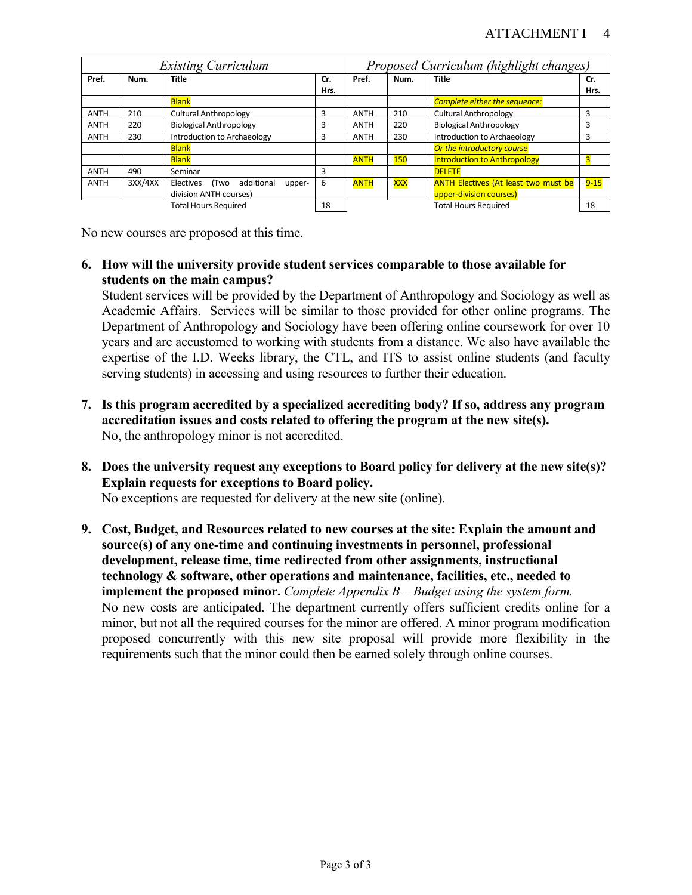| Existing Curriculum | | | | Proposed Curriculum (highlight changes) | | | |
|---|---|---|---|---|---|---|---|
| **Pref.** | **Num.** | **Title** | **Cr. Hrs.** | **Pref.** | **Num.** | **Title** | **Cr. Hrs.** |
| | | Blank | | | | *Complete either the sequence:* | |
| ANTH | 210 | Cultural Anthropology | 3 | ANTH | 210 | Cultural Anthropology | 3 |
| ANTH | 220 | Biological Anthropology | 3 | ANTH | 220 | Biological Anthropology | 3 |
| ANTH | 230 | Introduction to Archaeology | 3 | ANTH | 230 | Introduction to Archaeology | 3 |
| | | Blank | | | | *Or the introductory course* | |
| | | Blank | | ANTH | 150 | Introduction to Anthropology | 3 |
| ANTH | 490 | Seminar | 3 | | | DELETE | |
| ANTH | 3XX/4XX | Electives (Two additional upper-division ANTH courses) | 6 | ANTH | XXX | ANTH Electives (At least two must be upper-division courses) | 9-15 |
| | | Total Hours Required | 18 | | | Total Hours Required | 18 |

No new courses are proposed at this time.

6. **How will the university provide student services comparable to those available for students on the main campus?**
   Student services will be provided by the Department of Anthropology and Sociology as well as Academic Affairs. Services will be similar to those provided for other online programs. The Department of Anthropology and Sociology have been offering online coursework for over 10 years and are accustomed to working with students from a distance. We also have available the expertise of the I.D. Weeks library, the CTL, and ITS to assist online students (and faculty serving students) in accessing and using resources to further their education.

7. **Is this program accredited by a specialized accrediting body? If so, address any program accreditation issues and costs related to offering the program at the new site(s).**
   No, the anthropology minor is not accredited.

8. **Does the university request any exceptions to Board policy for delivery at the new site(s)? Explain requests for exceptions to Board policy.**
   No exceptions are requested for delivery at the new site (online).

9. **Cost, Budget, and Resources related to new courses at the site: Explain the amount and source(s) of any one-time and continuing investments in personnel, professional development, release time, time redirected from other assignments, instructional technology & software, other operations and maintenance, facilities, etc., needed to implement the proposed minor.** *Complete Appendix B – Budget using the system form.*
   No new costs are anticipated. The department currently offers sufficient credits online for a minor, but not all the required courses for the minor are offered. A minor program modification proposed concurrently with this new site proposal will provide more flexibility in the requirements such that the minor could then be earned solely through online courses.